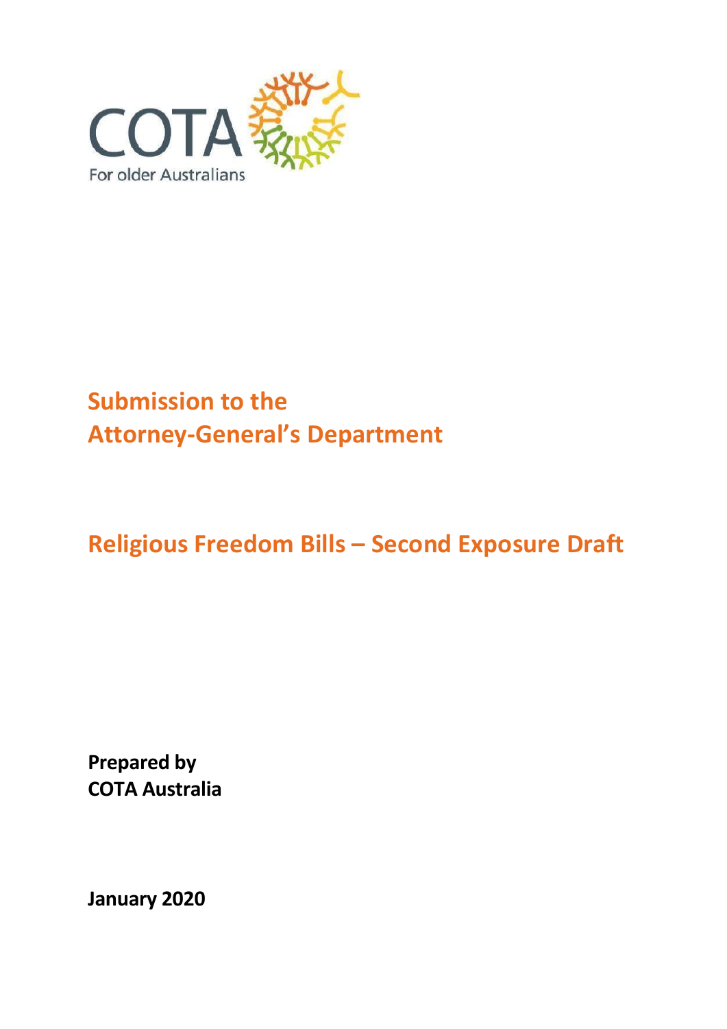COTA

For older Australians

# Submission to the Attorney-General's Department

# Religious Freedom Bills – Second Exposure Draft

**Prepared by**
**COTA Australia**

**January 2020**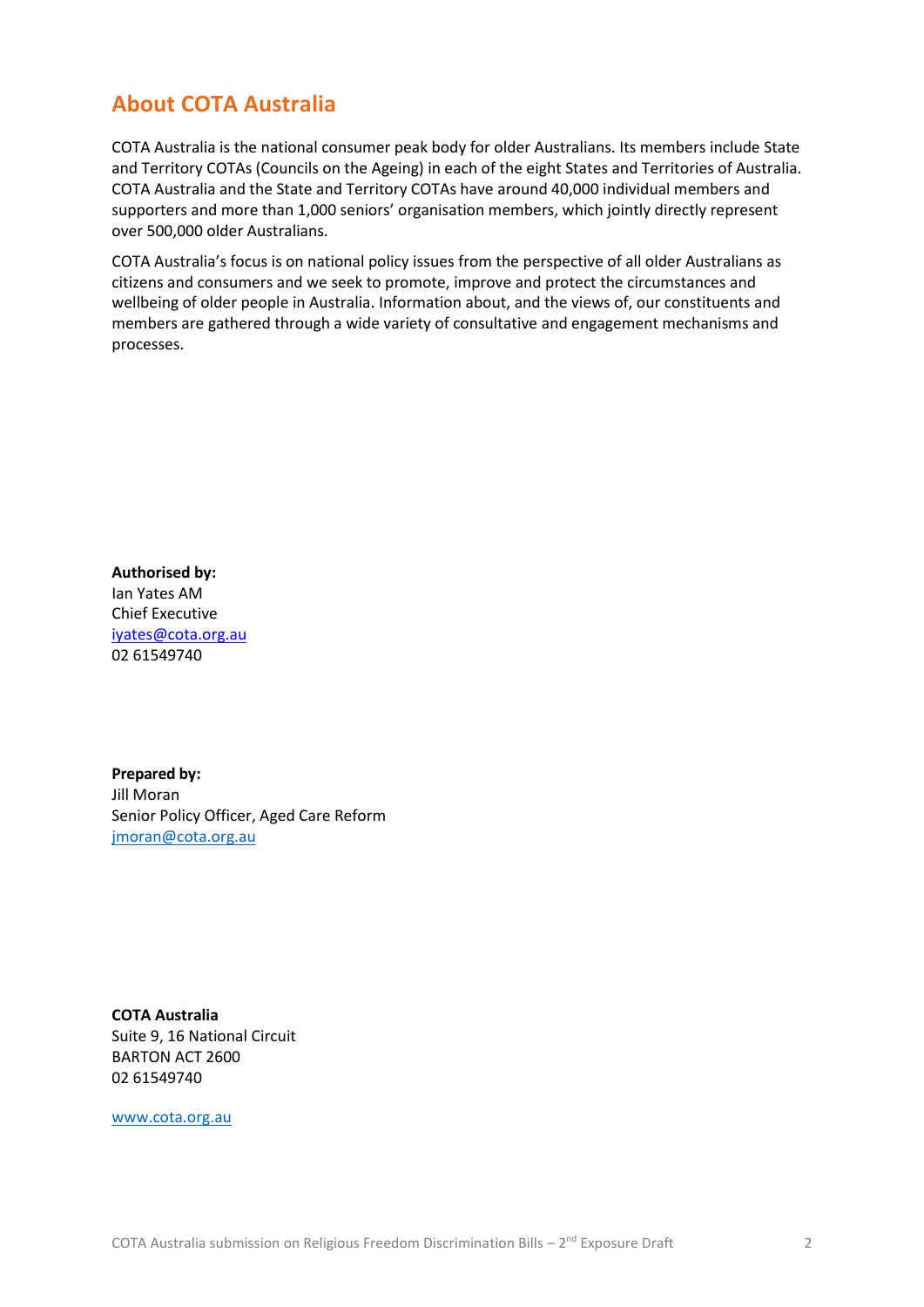## About COTA Australia

COTA Australia is the national consumer peak body for older Australians. Its members include State and Territory COTAs (Councils on the Ageing) in each of the eight States and Territories of Australia. COTA Australia and the State and Territory COTAs have around 40,000 individual members and supporters and more than 1,000 seniors' organisation members, which jointly directly represent over 500,000 older Australians.

COTA Australia's focus is on national policy issues from the perspective of all older Australians as citizens and consumers and we seek to promote, improve and protect the circumstances and wellbeing of older people in Australia. Information about, and the views of, our constituents and members are gathered through a wide variety of consultative and engagement mechanisms and processes.

**Authorised by:**
Ian Yates AM
Chief Executive
iyates@cota.org.au
02 61549740

**Prepared by:**
Jill Moran
Senior Policy Officer, Aged Care Reform
jmoran@cota.org.au

**COTA Australia**
Suite 9, 16 National Circuit
BARTON ACT 2600
02 61549740

www.cota.org.au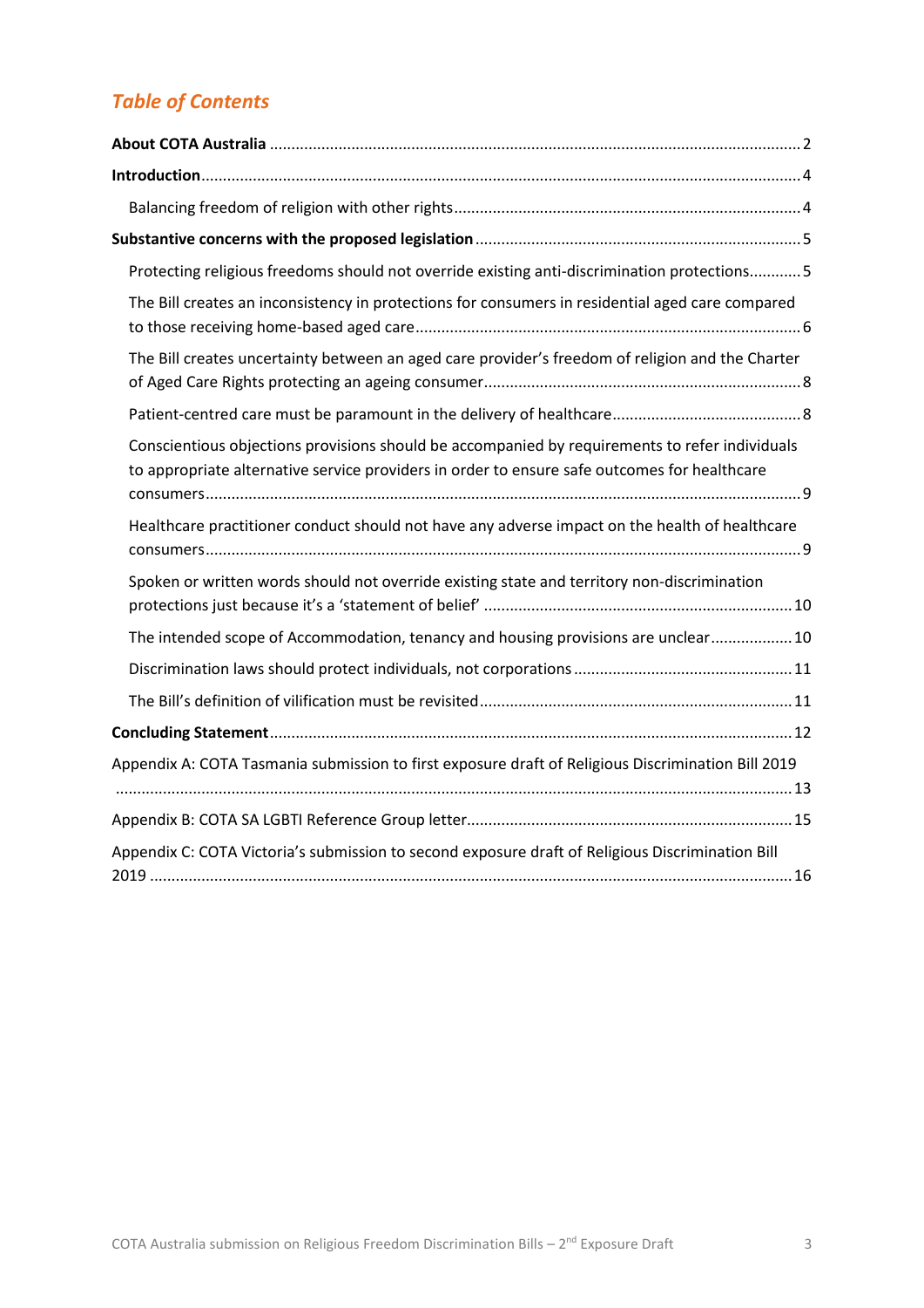## *Table of Contents*

**About COTA Australia** .......... 2

**Introduction** .......... 4

- Balancing freedom of religion with other rights .......... 4

**Substantive concerns with the proposed legislation** .......... 5

- Protecting religious freedoms should not override existing anti-discrimination protections .......... 5
- The Bill creates an inconsistency in protections for consumers in residential aged care compared to those receiving home-based aged care .......... 6
- The Bill creates uncertainty between an aged care provider's freedom of religion and the Charter of Aged Care Rights protecting an ageing consumer .......... 8
- Patient-centred care must be paramount in the delivery of healthcare .......... 8
- Conscientious objections provisions should be accompanied by requirements to refer individuals to appropriate alternative service providers in order to ensure safe outcomes for healthcare consumers .......... 9
- Healthcare practitioner conduct should not have any adverse impact on the health of healthcare consumers .......... 9
- Spoken or written words should not override existing state and territory non-discrimination protections just because it's a 'statement of belief' .......... 10
- The intended scope of Accommodation, tenancy and housing provisions are unclear .......... 10
- Discrimination laws should protect individuals, not corporations .......... 11
- The Bill's definition of vilification must be revisited .......... 11

**Concluding Statement** .......... 12

Appendix A: COTA Tasmania submission to first exposure draft of Religious Discrimination Bill 2019 .......... 13

Appendix B: COTA SA LGBTI Reference Group letter .......... 15

Appendix C: COTA Victoria's submission to second exposure draft of Religious Discrimination Bill 2019 .......... 16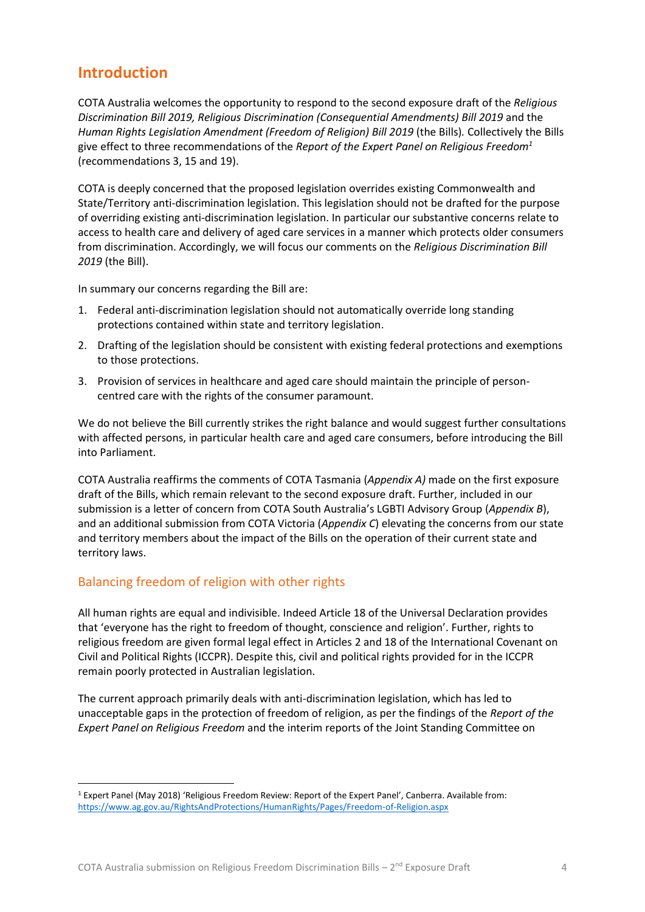## Introduction

COTA Australia welcomes the opportunity to respond to the second exposure draft of the *Religious Discrimination Bill 2019, Religious Discrimination (Consequential Amendments) Bill 2019* and the *Human Rights Legislation Amendment (Freedom of Religion) Bill 2019* (the Bills). Collectively the Bills give effect to three recommendations of the *Report of the Expert Panel on Religious Freedom*[1] (recommendations 3, 15 and 19).

COTA is deeply concerned that the proposed legislation overrides existing Commonwealth and State/Territory anti-discrimination legislation. This legislation should not be drafted for the purpose of overriding existing anti-discrimination legislation. In particular our substantive concerns relate to access to health care and delivery of aged care services in a manner which protects older consumers from discrimination. Accordingly, we will focus our comments on the *Religious Discrimination Bill 2019* (the Bill).

In summary our concerns regarding the Bill are:

1. Federal anti-discrimination legislation should not automatically override long standing protections contained within state and territory legislation.
2. Drafting of the legislation should be consistent with existing federal protections and exemptions to those protections.
3. Provision of services in healthcare and aged care should maintain the principle of person-centred care with the rights of the consumer paramount.

We do not believe the Bill currently strikes the right balance and would suggest further consultations with affected persons, in particular health care and aged care consumers, before introducing the Bill into Parliament.

COTA Australia reaffirms the comments of COTA Tasmania (*Appendix A)* made on the first exposure draft of the Bills, which remain relevant to the second exposure draft. Further, included in our submission is a letter of concern from COTA South Australia's LGBTI Advisory Group (*Appendix B*), and an additional submission from COTA Victoria (*Appendix C*) elevating the concerns from our state and territory members about the impact of the Bills on the operation of their current state and territory laws.

### Balancing freedom of religion with other rights

All human rights are equal and indivisible. Indeed Article 18 of the Universal Declaration provides that 'everyone has the right to freedom of thought, conscience and religion'. Further, rights to religious freedom are given formal legal effect in Articles 2 and 18 of the International Covenant on Civil and Political Rights (ICCPR). Despite this, civil and political rights provided for in the ICCPR remain poorly protected in Australian legislation.

The current approach primarily deals with anti-discrimination legislation, which has led to unacceptable gaps in the protection of freedom of religion, as per the findings of the *Report of the Expert Panel on Religious Freedom* and the interim reports of the Joint Standing Committee on

[1] Expert Panel (May 2018) 'Religious Freedom Review: Report of the Expert Panel', Canberra. Available from: https://www.ag.gov.au/RightsAndProtections/HumanRights/Pages/Freedom-of-Religion.aspx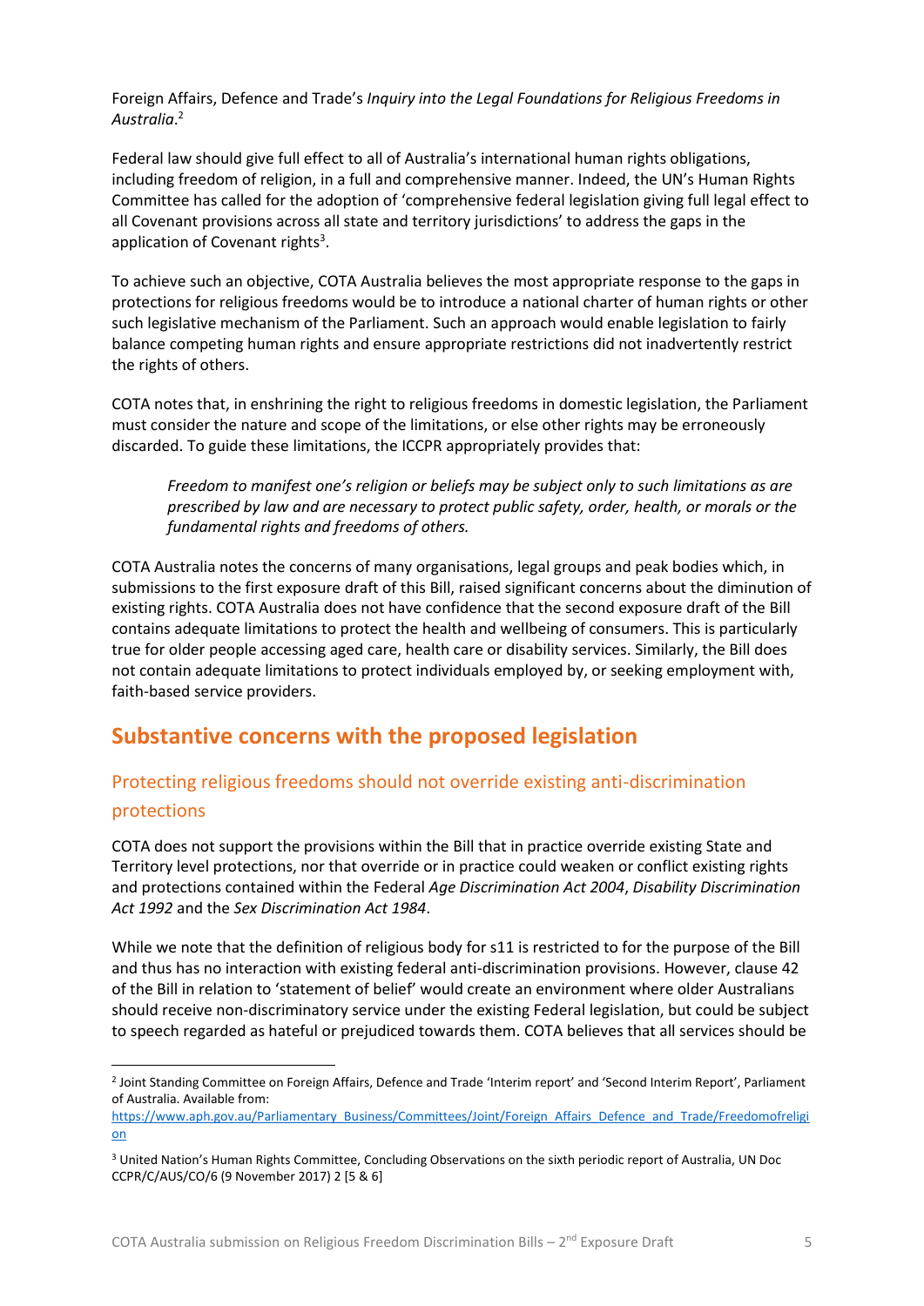Foreign Affairs, Defence and Trade's *Inquiry into the Legal Foundations for Religious Freedoms in Australia*.[2]

Federal law should give full effect to all of Australia's international human rights obligations, including freedom of religion, in a full and comprehensive manner. Indeed, the UN's Human Rights Committee has called for the adoption of 'comprehensive federal legislation giving full legal effect to all Covenant provisions across all state and territory jurisdictions' to address the gaps in the application of Covenant rights[3].

To achieve such an objective, COTA Australia believes the most appropriate response to the gaps in protections for religious freedoms would be to introduce a national charter of human rights or other such legislative mechanism of the Parliament. Such an approach would enable legislation to fairly balance competing human rights and ensure appropriate restrictions did not inadvertently restrict the rights of others.

COTA notes that, in enshrining the right to religious freedoms in domestic legislation, the Parliament must consider the nature and scope of the limitations, or else other rights may be erroneously discarded. To guide these limitations, the ICCPR appropriately provides that:

> *Freedom to manifest one's religion or beliefs may be subject only to such limitations as are prescribed by law and are necessary to protect public safety, order, health, or morals or the fundamental rights and freedoms of others.*

COTA Australia notes the concerns of many organisations, legal groups and peak bodies which, in submissions to the first exposure draft of this Bill, raised significant concerns about the diminution of existing rights. COTA Australia does not have confidence that the second exposure draft of the Bill contains adequate limitations to protect the health and wellbeing of consumers. This is particularly true for older people accessing aged care, health care or disability services. Similarly, the Bill does not contain adequate limitations to protect individuals employed by, or seeking employment with, faith-based service providers.

## Substantive concerns with the proposed legislation

### Protecting religious freedoms should not override existing anti-discrimination protections

COTA does not support the provisions within the Bill that in practice override existing State and Territory level protections, nor that override or in practice could weaken or conflict existing rights and protections contained within the Federal *Age Discrimination Act 2004*, *Disability Discrimination Act 1992* and the *Sex Discrimination Act 1984*.

While we note that the definition of religious body for s11 is restricted to for the purpose of the Bill and thus has no interaction with existing federal anti-discrimination provisions. However, clause 42 of the Bill in relation to 'statement of belief' would create an environment where older Australians should receive non-discriminatory service under the existing Federal legislation, but could be subject to speech regarded as hateful or prejudiced towards them. COTA believes that all services should be

---

[2] Joint Standing Committee on Foreign Affairs, Defence and Trade 'Interim report' and 'Second Interim Report', Parliament of Australia. Available from: https://www.aph.gov.au/Parliamentary_Business/Committees/Joint/Foreign_Affairs_Defence_and_Trade/Freedomofreligion

[3] United Nation's Human Rights Committee, Concluding Observations on the sixth periodic report of Australia, UN Doc CCPR/C/AUS/CO/6 (9 November 2017) 2 [5 & 6]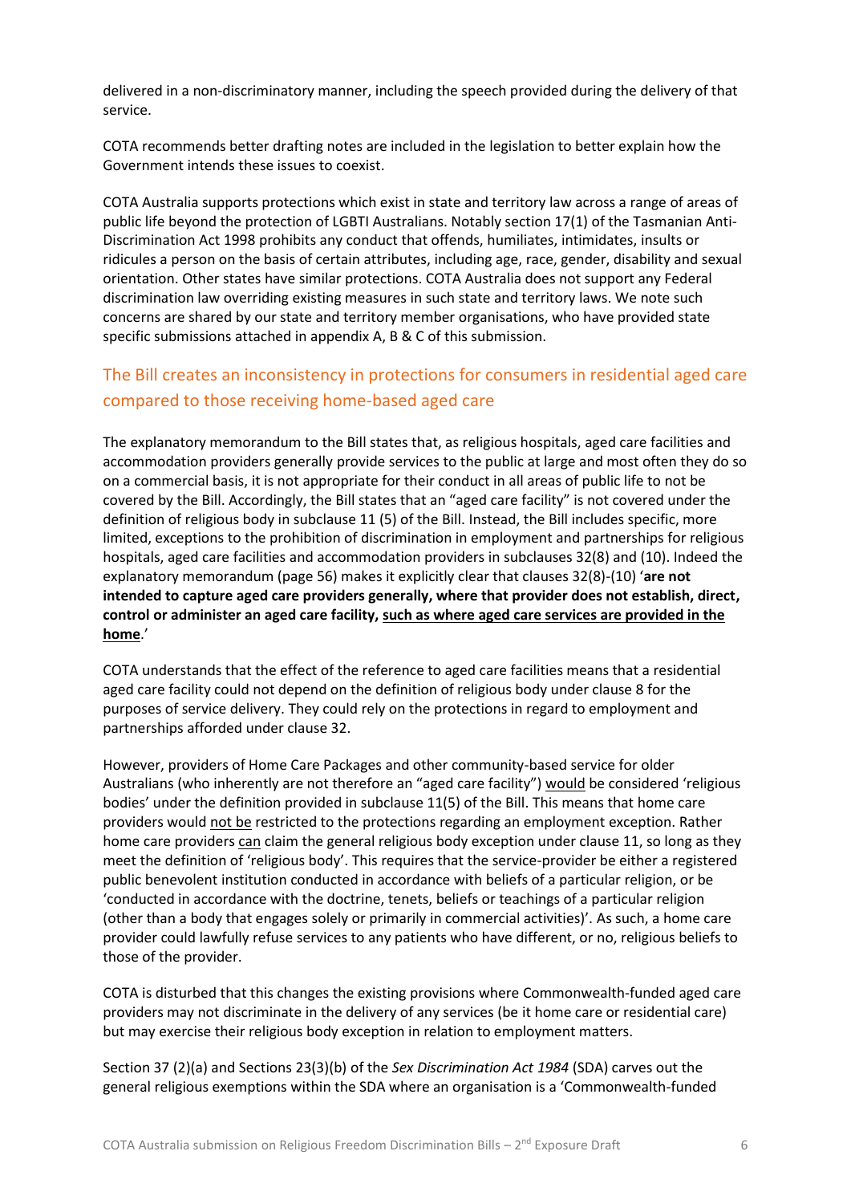delivered in a non-discriminatory manner, including the speech provided during the delivery of that service.

COTA recommends better drafting notes are included in the legislation to better explain how the Government intends these issues to coexist.

COTA Australia supports protections which exist in state and territory law across a range of areas of public life beyond the protection of LGBTI Australians. Notably section 17(1) of the Tasmanian Anti-Discrimination Act 1998 prohibits any conduct that offends, humiliates, intimidates, insults or ridicules a person on the basis of certain attributes, including age, race, gender, disability and sexual orientation. Other states have similar protections. COTA Australia does not support any Federal discrimination law overriding existing measures in such state and territory laws. We note such concerns are shared by our state and territory member organisations, who have provided state specific submissions attached in appendix A, B & C of this submission.

## The Bill creates an inconsistency in protections for consumers in residential aged care compared to those receiving home-based aged care

The explanatory memorandum to the Bill states that, as religious hospitals, aged care facilities and accommodation providers generally provide services to the public at large and most often they do so on a commercial basis, it is not appropriate for their conduct in all areas of public life to not be covered by the Bill. Accordingly, the Bill states that an "aged care facility" is not covered under the definition of religious body in subclause 11 (5) of the Bill. Instead, the Bill includes specific, more limited, exceptions to the prohibition of discrimination in employment and partnerships for religious hospitals, aged care facilities and accommodation providers in subclauses 32(8) and (10). Indeed the explanatory memorandum (page 56) makes it explicitly clear that clauses 32(8)-(10) '**are not intended to capture aged care providers generally, where that provider does not establish, direct, control or administer an aged care facility, <u>such as where aged care services are provided in the home</u>**.'

COTA understands that the effect of the reference to aged care facilities means that a residential aged care facility could not depend on the definition of religious body under clause 8 for the purposes of service delivery. They could rely on the protections in regard to employment and partnerships afforded under clause 32.

However, providers of Home Care Packages and other community-based service for older Australians (who inherently are not therefore an "aged care facility") <u>would</u> be considered 'religious bodies' under the definition provided in subclause 11(5) of the Bill. This means that home care providers would <u>not be</u> restricted to the protections regarding an employment exception. Rather home care providers <u>can</u> claim the general religious body exception under clause 11, so long as they meet the definition of 'religious body'. This requires that the service-provider be either a registered public benevolent institution conducted in accordance with beliefs of a particular religion, or be 'conducted in accordance with the doctrine, tenets, beliefs or teachings of a particular religion (other than a body that engages solely or primarily in commercial activities)'. As such, a home care provider could lawfully refuse services to any patients who have different, or no, religious beliefs to those of the provider.

COTA is disturbed that this changes the existing provisions where Commonwealth-funded aged care providers may not discriminate in the delivery of any services (be it home care or residential care) but may exercise their religious body exception in relation to employment matters.

Section 37 (2)(a) and Sections 23(3)(b) of the *Sex Discrimination Act 1984* (SDA) carves out the general religious exemptions within the SDA where an organisation is a 'Commonwealth-funded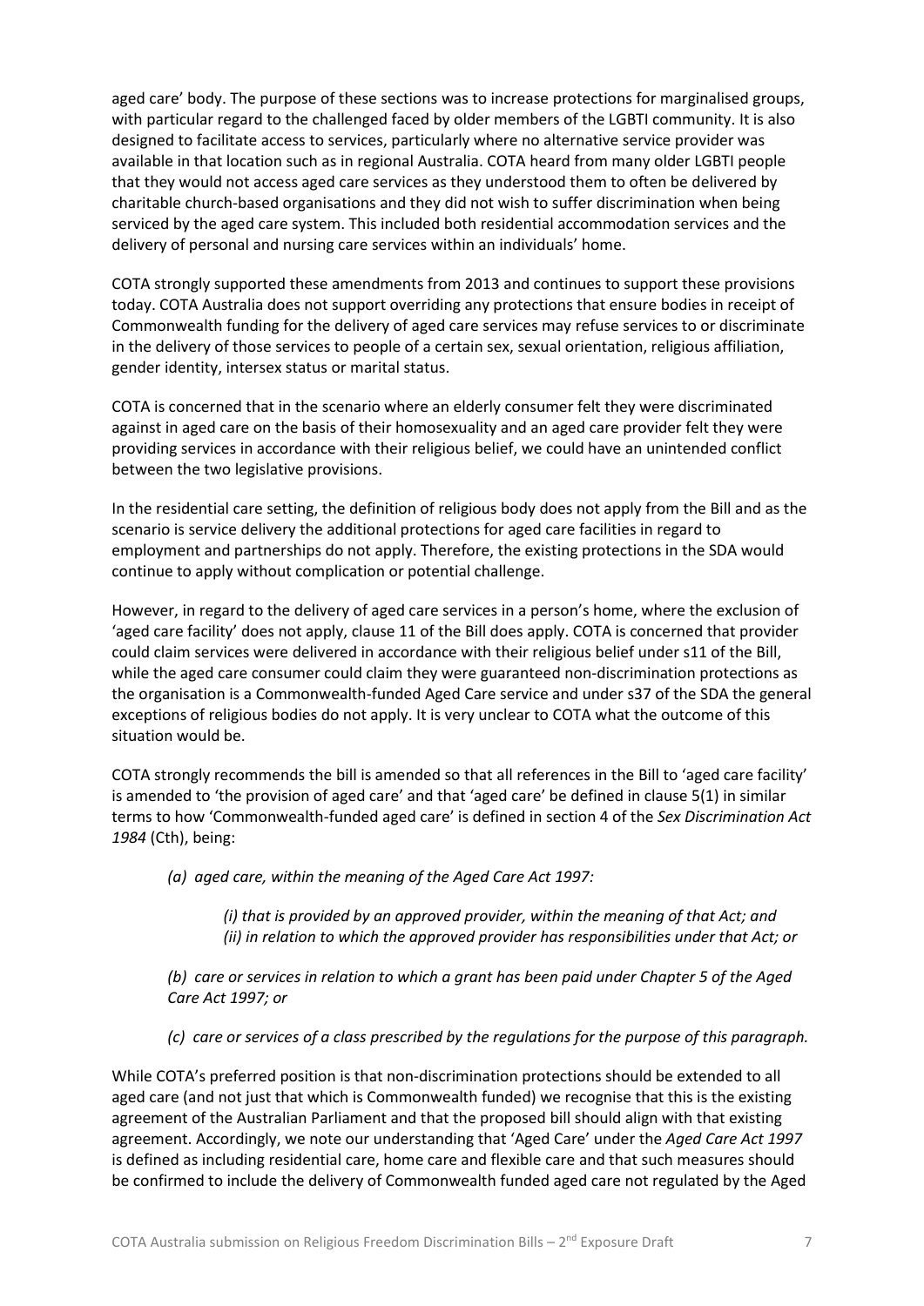aged care' body. The purpose of these sections was to increase protections for marginalised groups, with particular regard to the challenged faced by older members of the LGBTI community. It is also designed to facilitate access to services, particularly where no alternative service provider was available in that location such as in regional Australia. COTA heard from many older LGBTI people that they would not access aged care services as they understood them to often be delivered by charitable church-based organisations and they did not wish to suffer discrimination when being serviced by the aged care system. This included both residential accommodation services and the delivery of personal and nursing care services within an individuals' home.

COTA strongly supported these amendments from 2013 and continues to support these provisions today. COTA Australia does not support overriding any protections that ensure bodies in receipt of Commonwealth funding for the delivery of aged care services may refuse services to or discriminate in the delivery of those services to people of a certain sex, sexual orientation, religious affiliation, gender identity, intersex status or marital status.

COTA is concerned that in the scenario where an elderly consumer felt they were discriminated against in aged care on the basis of their homosexuality and an aged care provider felt they were providing services in accordance with their religious belief, we could have an unintended conflict between the two legislative provisions.

In the residential care setting, the definition of religious body does not apply from the Bill and as the scenario is service delivery the additional protections for aged care facilities in regard to employment and partnerships do not apply. Therefore, the existing protections in the SDA would continue to apply without complication or potential challenge.

However, in regard to the delivery of aged care services in a person's home, where the exclusion of 'aged care facility' does not apply, clause 11 of the Bill does apply. COTA is concerned that provider could claim services were delivered in accordance with their religious belief under s11 of the Bill, while the aged care consumer could claim they were guaranteed non-discrimination protections as the organisation is a Commonwealth-funded Aged Care service and under s37 of the SDA the general exceptions of religious bodies do not apply. It is very unclear to COTA what the outcome of this situation would be.

COTA strongly recommends the bill is amended so that all references in the Bill to 'aged care facility' is amended to 'the provision of aged care' and that 'aged care' be defined in clause 5(1) in similar terms to how 'Commonwealth-funded aged care' is defined in section 4 of the *Sex Discrimination Act 1984* (Cth), being:

> *(a) aged care, within the meaning of the Aged Care Act 1997:*
>
> > *(i) that is provided by an approved provider, within the meaning of that Act; and*
> > *(ii) in relation to which the approved provider has responsibilities under that Act; or*
>
> *(b) care or services in relation to which a grant has been paid under Chapter 5 of the Aged Care Act 1997; or*
>
> *(c) care or services of a class prescribed by the regulations for the purpose of this paragraph.*

While COTA's preferred position is that non-discrimination protections should be extended to all aged care (and not just that which is Commonwealth funded) we recognise that this is the existing agreement of the Australian Parliament and that the proposed bill should align with that existing agreement. Accordingly, we note our understanding that 'Aged Care' under the *Aged Care Act 1997* is defined as including residential care, home care and flexible care and that such measures should be confirmed to include the delivery of Commonwealth funded aged care not regulated by the Aged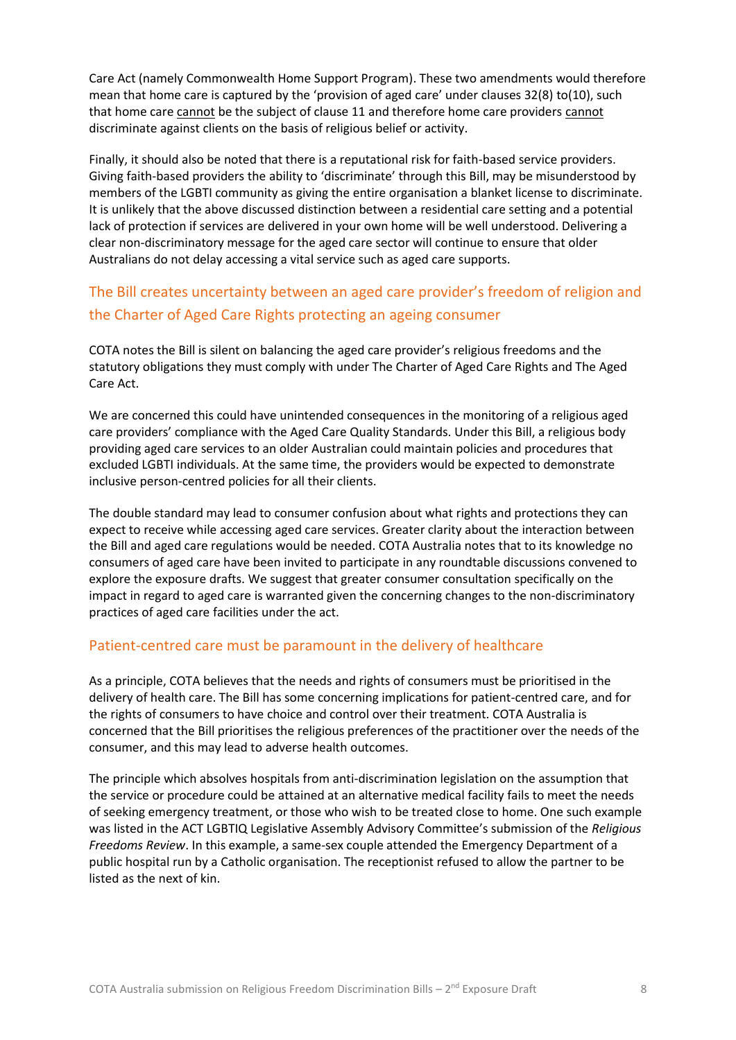Care Act (namely Commonwealth Home Support Program). These two amendments would therefore mean that home care is captured by the 'provision of aged care' under clauses 32(8) to(10), such that home care cannot be the subject of clause 11 and therefore home care providers cannot discriminate against clients on the basis of religious belief or activity.

Finally, it should also be noted that there is a reputational risk for faith-based service providers. Giving faith-based providers the ability to 'discriminate' through this Bill, may be misunderstood by members of the LGBTI community as giving the entire organisation a blanket license to discriminate. It is unlikely that the above discussed distinction between a residential care setting and a potential lack of protection if services are delivered in your own home will be well understood. Delivering a clear non-discriminatory message for the aged care sector will continue to ensure that older Australians do not delay accessing a vital service such as aged care supports.

## The Bill creates uncertainty between an aged care provider's freedom of religion and the Charter of Aged Care Rights protecting an ageing consumer

COTA notes the Bill is silent on balancing the aged care provider's religious freedoms and the statutory obligations they must comply with under The Charter of Aged Care Rights and The Aged Care Act.

We are concerned this could have unintended consequences in the monitoring of a religious aged care providers' compliance with the Aged Care Quality Standards. Under this Bill, a religious body providing aged care services to an older Australian could maintain policies and procedures that excluded LGBTI individuals. At the same time, the providers would be expected to demonstrate inclusive person-centred policies for all their clients.

The double standard may lead to consumer confusion about what rights and protections they can expect to receive while accessing aged care services. Greater clarity about the interaction between the Bill and aged care regulations would be needed. COTA Australia notes that to its knowledge no consumers of aged care have been invited to participate in any roundtable discussions convened to explore the exposure drafts. We suggest that greater consumer consultation specifically on the impact in regard to aged care is warranted given the concerning changes to the non-discriminatory practices of aged care facilities under the act.

## Patient-centred care must be paramount in the delivery of healthcare

As a principle, COTA believes that the needs and rights of consumers must be prioritised in the delivery of health care. The Bill has some concerning implications for patient-centred care, and for the rights of consumers to have choice and control over their treatment. COTA Australia is concerned that the Bill prioritises the religious preferences of the practitioner over the needs of the consumer, and this may lead to adverse health outcomes.

The principle which absolves hospitals from anti-discrimination legislation on the assumption that the service or procedure could be attained at an alternative medical facility fails to meet the needs of seeking emergency treatment, or those who wish to be treated close to home. One such example was listed in the ACT LGBTIQ Legislative Assembly Advisory Committee's submission of the *Religious Freedoms Review*. In this example, a same-sex couple attended the Emergency Department of a public hospital run by a Catholic organisation. The receptionist refused to allow the partner to be listed as the next of kin.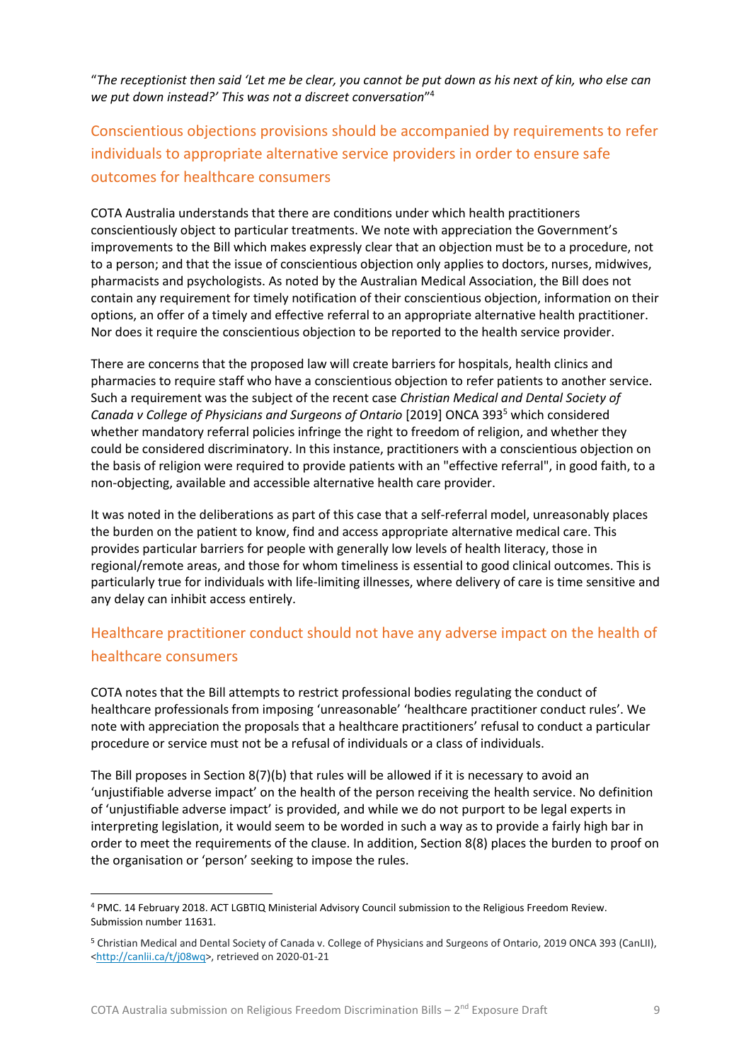"*The receptionist then said 'Let me be clear, you cannot be put down as his next of kin, who else can we put down instead?' This was not a discreet conversation*"[4]

## Conscientious objections provisions should be accompanied by requirements to refer individuals to appropriate alternative service providers in order to ensure safe outcomes for healthcare consumers

COTA Australia understands that there are conditions under which health practitioners conscientiously object to particular treatments. We note with appreciation the Government's improvements to the Bill which makes expressly clear that an objection must be to a procedure, not to a person; and that the issue of conscientious objection only applies to doctors, nurses, midwives, pharmacists and psychologists. As noted by the Australian Medical Association, the Bill does not contain any requirement for timely notification of their conscientious objection, information on their options, an offer of a timely and effective referral to an appropriate alternative health practitioner. Nor does it require the conscientious objection to be reported to the health service provider.

There are concerns that the proposed law will create barriers for hospitals, health clinics and pharmacies to require staff who have a conscientious objection to refer patients to another service. Such a requirement was the subject of the recent case *Christian Medical and Dental Society of Canada v College of Physicians and Surgeons of Ontario* [2019] ONCA 393[5] which considered whether mandatory referral policies infringe the right to freedom of religion, and whether they could be considered discriminatory. In this instance, practitioners with a conscientious objection on the basis of religion were required to provide patients with an "effective referral", in good faith, to a non-objecting, available and accessible alternative health care provider.

It was noted in the deliberations as part of this case that a self-referral model, unreasonably places the burden on the patient to know, find and access appropriate alternative medical care. This provides particular barriers for people with generally low levels of health literacy, those in regional/remote areas, and those for whom timeliness is essential to good clinical outcomes. This is particularly true for individuals with life-limiting illnesses, where delivery of care is time sensitive and any delay can inhibit access entirely.

## Healthcare practitioner conduct should not have any adverse impact on the health of healthcare consumers

COTA notes that the Bill attempts to restrict professional bodies regulating the conduct of healthcare professionals from imposing 'unreasonable' 'healthcare practitioner conduct rules'. We note with appreciation the proposals that a healthcare practitioners' refusal to conduct a particular procedure or service must not be a refusal of individuals or a class of individuals.

The Bill proposes in Section 8(7)(b) that rules will be allowed if it is necessary to avoid an 'unjustifiable adverse impact' on the health of the person receiving the health service. No definition of 'unjustifiable adverse impact' is provided, and while we do not purport to be legal experts in interpreting legislation, it would seem to be worded in such a way as to provide a fairly high bar in order to meet the requirements of the clause. In addition, Section 8(8) places the burden to proof on the organisation or 'person' seeking to impose the rules.

---

[4] PMC. 14 February 2018. ACT LGBTIQ Ministerial Advisory Council submission to the Religious Freedom Review. Submission number 11631.

[5] Christian Medical and Dental Society of Canada v. College of Physicians and Surgeons of Ontario, 2019 ONCA 393 (CanLII), <http://canlii.ca/t/j08wq>, retrieved on 2020-01-21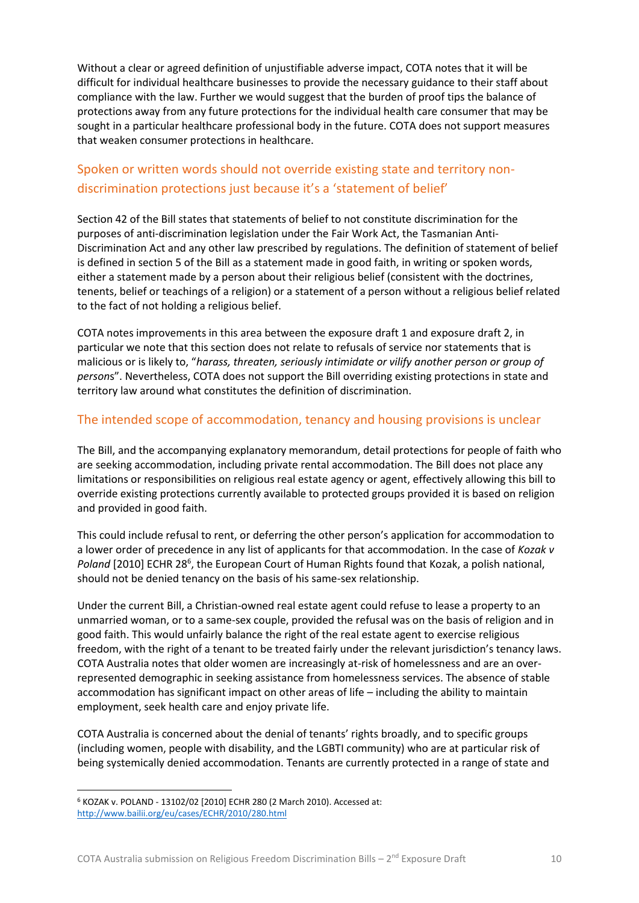Without a clear or agreed definition of unjustifiable adverse impact, COTA notes that it will be difficult for individual healthcare businesses to provide the necessary guidance to their staff about compliance with the law. Further we would suggest that the burden of proof tips the balance of protections away from any future protections for the individual health care consumer that may be sought in a particular healthcare professional body in the future. COTA does not support measures that weaken consumer protections in healthcare.

## Spoken or written words should not override existing state and territory non-discrimination protections just because it's a 'statement of belief'

Section 42 of the Bill states that statements of belief to not constitute discrimination for the purposes of anti-discrimination legislation under the Fair Work Act, the Tasmanian Anti-Discrimination Act and any other law prescribed by regulations. The definition of statement of belief is defined in section 5 of the Bill as a statement made in good faith, in writing or spoken words, either a statement made by a person about their religious belief (consistent with the doctrines, tenents, belief or teachings of a religion) or a statement of a person without a religious belief related to the fact of not holding a religious belief.

COTA notes improvements in this area between the exposure draft 1 and exposure draft 2, in particular we note that this section does not relate to refusals of service nor statements that is malicious or is likely to, "*harass, threaten, seriously intimidate or vilify another person or group of persons*". Nevertheless, COTA does not support the Bill overriding existing protections in state and territory law around what constitutes the definition of discrimination.

## The intended scope of accommodation, tenancy and housing provisions is unclear

The Bill, and the accompanying explanatory memorandum, detail protections for people of faith who are seeking accommodation, including private rental accommodation. The Bill does not place any limitations or responsibilities on religious real estate agency or agent, effectively allowing this bill to override existing protections currently available to protected groups provided it is based on religion and provided in good faith.

This could include refusal to rent, or deferring the other person's application for accommodation to a lower order of precedence in any list of applicants for that accommodation. In the case of *Kozak v Poland* [2010] ECHR 28[6], the European Court of Human Rights found that Kozak, a polish national, should not be denied tenancy on the basis of his same-sex relationship.

Under the current Bill, a Christian-owned real estate agent could refuse to lease a property to an unmarried woman, or to a same-sex couple, provided the refusal was on the basis of religion and in good faith. This would unfairly balance the right of the real estate agent to exercise religious freedom, with the right of a tenant to be treated fairly under the relevant jurisdiction's tenancy laws. COTA Australia notes that older women are increasingly at-risk of homelessness and are an over-represented demographic in seeking assistance from homelessness services. The absence of stable accommodation has significant impact on other areas of life – including the ability to maintain employment, seek health care and enjoy private life.

COTA Australia is concerned about the denial of tenants' rights broadly, and to specific groups (including women, people with disability, and the LGBTI community) who are at particular risk of being systemically denied accommodation. Tenants are currently protected in a range of state and

---

[6] KOZAK v. POLAND - 13102/02 [2010] ECHR 280 (2 March 2010). Accessed at: http://www.bailii.org/eu/cases/ECHR/2010/280.html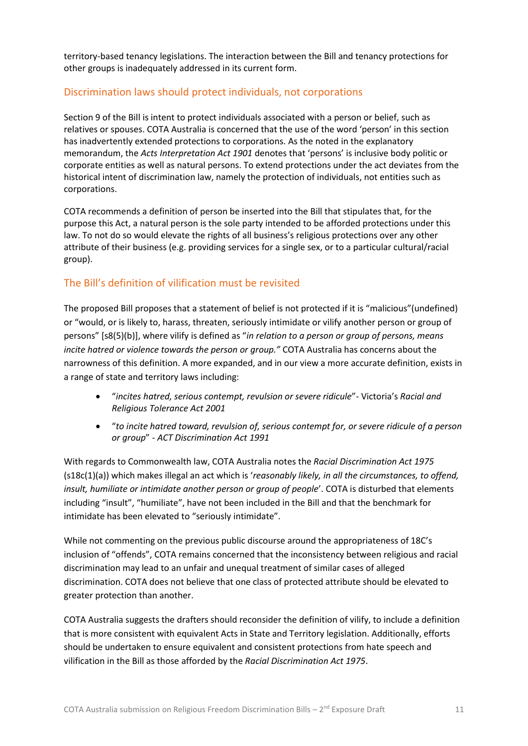territory-based tenancy legislations. The interaction between the Bill and tenancy protections for other groups is inadequately addressed in its current form.

## Discrimination laws should protect individuals, not corporations

Section 9 of the Bill is intent to protect individuals associated with a person or belief, such as relatives or spouses. COTA Australia is concerned that the use of the word 'person' in this section has inadvertently extended protections to corporations. As the noted in the explanatory memorandum, the *Acts Interpretation Act 1901* denotes that 'persons' is inclusive body politic or corporate entities as well as natural persons. To extend protections under the act deviates from the historical intent of discrimination law, namely the protection of individuals, not entities such as corporations.

COTA recommends a definition of person be inserted into the Bill that stipulates that, for the purpose this Act, a natural person is the sole party intended to be afforded protections under this law. To not do so would elevate the rights of all business's religious protections over any other attribute of their business (e.g. providing services for a single sex, or to a particular cultural/racial group).

## The Bill's definition of vilification must be revisited

The proposed Bill proposes that a statement of belief is not protected if it is "malicious"(undefined) or "would, or is likely to, harass, threaten, seriously intimidate or vilify another person or group of persons" [s8(5)(b)], where vilify is defined as "*in relation to a person or group of persons, means incite hatred or violence towards the person or group.*" COTA Australia has concerns about the narrowness of this definition. A more expanded, and in our view a more accurate definition, exists in a range of state and territory laws including:

- "*incites hatred, serious contempt, revulsion or severe ridicule*"- Victoria's *Racial and Religious Tolerance Act 2001*
- "*to incite hatred toward, revulsion of, serious contempt for, or severe ridicule of a person or group*" - *ACT Discrimination Act 1991*

With regards to Commonwealth law, COTA Australia notes the *Racial Discrimination Act 1975* (s18c(1)(a)) which makes illegal an act which is '*reasonably likely, in all the circumstances, to offend, insult, humiliate or intimidate another person or group of people*'. COTA is disturbed that elements including "insult", "humiliate", have not been included in the Bill and that the benchmark for intimidate has been elevated to "seriously intimidate".

While not commenting on the previous public discourse around the appropriateness of 18C's inclusion of "offends", COTA remains concerned that the inconsistency between religious and racial discrimination may lead to an unfair and unequal treatment of similar cases of alleged discrimination. COTA does not believe that one class of protected attribute should be elevated to greater protection than another.

COTA Australia suggests the drafters should reconsider the definition of vilify, to include a definition that is more consistent with equivalent Acts in State and Territory legislation. Additionally, efforts should be undertaken to ensure equivalent and consistent protections from hate speech and vilification in the Bill as those afforded by the *Racial Discrimination Act 1975*.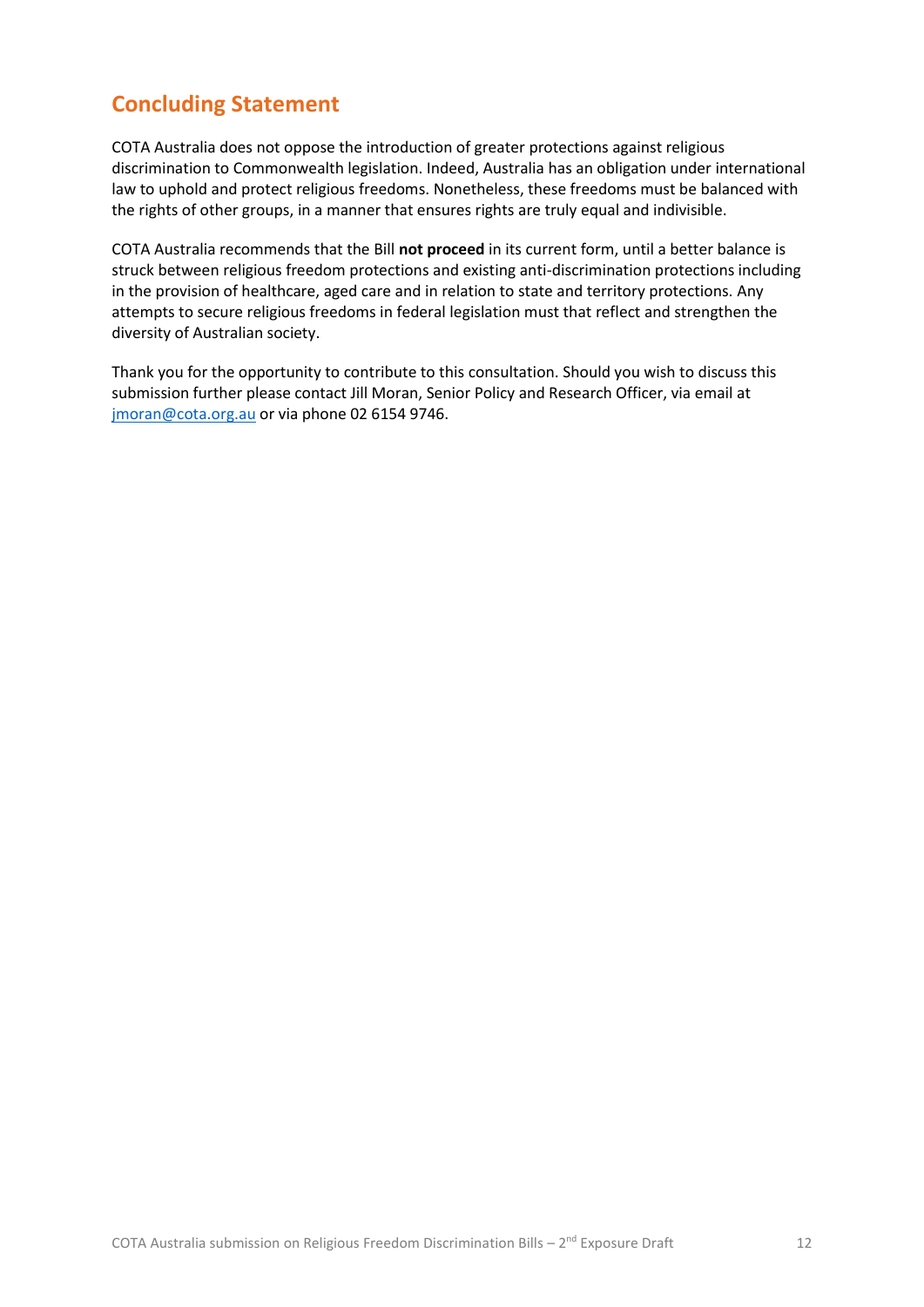## Concluding Statement

COTA Australia does not oppose the introduction of greater protections against religious discrimination to Commonwealth legislation. Indeed, Australia has an obligation under international law to uphold and protect religious freedoms. Nonetheless, these freedoms must be balanced with the rights of other groups, in a manner that ensures rights are truly equal and indivisible.

COTA Australia recommends that the Bill **not proceed** in its current form, until a better balance is struck between religious freedom protections and existing anti-discrimination protections including in the provision of healthcare, aged care and in relation to state and territory protections. Any attempts to secure religious freedoms in federal legislation must that reflect and strengthen the diversity of Australian society.

Thank you for the opportunity to contribute to this consultation. Should you wish to discuss this submission further please contact Jill Moran, Senior Policy and Research Officer, via email at jmoran@cota.org.au or via phone 02 6154 9746.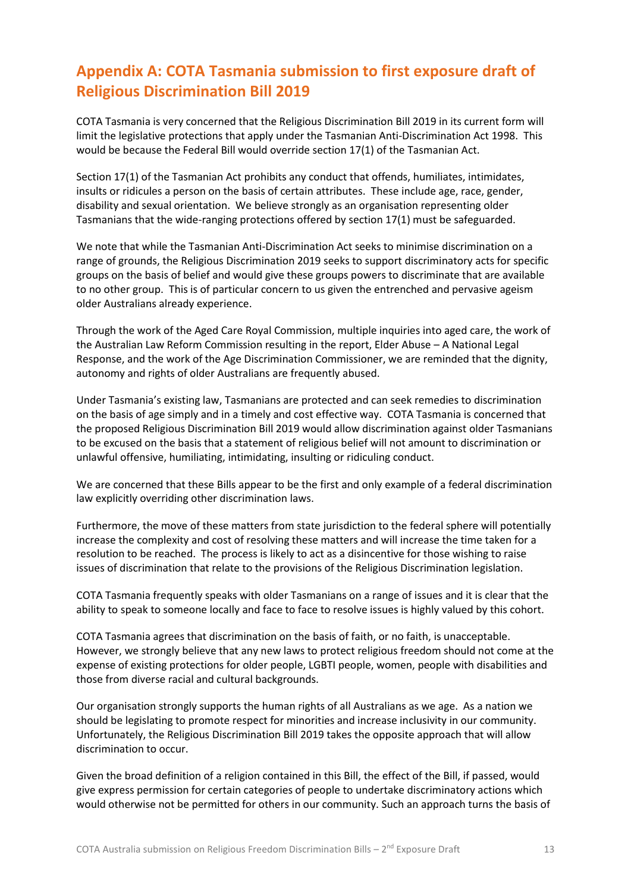## Appendix A: COTA Tasmania submission to first exposure draft of Religious Discrimination Bill 2019

COTA Tasmania is very concerned that the Religious Discrimination Bill 2019 in its current form will limit the legislative protections that apply under the Tasmanian Anti-Discrimination Act 1998. This would be because the Federal Bill would override section 17(1) of the Tasmanian Act.

Section 17(1) of the Tasmanian Act prohibits any conduct that offends, humiliates, intimidates, insults or ridicules a person on the basis of certain attributes. These include age, race, gender, disability and sexual orientation. We believe strongly as an organisation representing older Tasmanians that the wide-ranging protections offered by section 17(1) must be safeguarded.

We note that while the Tasmanian Anti-Discrimination Act seeks to minimise discrimination on a range of grounds, the Religious Discrimination 2019 seeks to support discriminatory acts for specific groups on the basis of belief and would give these groups powers to discriminate that are available to no other group. This is of particular concern to us given the entrenched and pervasive ageism older Australians already experience.

Through the work of the Aged Care Royal Commission, multiple inquiries into aged care, the work of the Australian Law Reform Commission resulting in the report, Elder Abuse – A National Legal Response, and the work of the Age Discrimination Commissioner, we are reminded that the dignity, autonomy and rights of older Australians are frequently abused.

Under Tasmania's existing law, Tasmanians are protected and can seek remedies to discrimination on the basis of age simply and in a timely and cost effective way. COTA Tasmania is concerned that the proposed Religious Discrimination Bill 2019 would allow discrimination against older Tasmanians to be excused on the basis that a statement of religious belief will not amount to discrimination or unlawful offensive, humiliating, intimidating, insulting or ridiculing conduct.

We are concerned that these Bills appear to be the first and only example of a federal discrimination law explicitly overriding other discrimination laws.

Furthermore, the move of these matters from state jurisdiction to the federal sphere will potentially increase the complexity and cost of resolving these matters and will increase the time taken for a resolution to be reached. The process is likely to act as a disincentive for those wishing to raise issues of discrimination that relate to the provisions of the Religious Discrimination legislation.

COTA Tasmania frequently speaks with older Tasmanians on a range of issues and it is clear that the ability to speak to someone locally and face to face to resolve issues is highly valued by this cohort.

COTA Tasmania agrees that discrimination on the basis of faith, or no faith, is unacceptable. However, we strongly believe that any new laws to protect religious freedom should not come at the expense of existing protections for older people, LGBTI people, women, people with disabilities and those from diverse racial and cultural backgrounds.

Our organisation strongly supports the human rights of all Australians as we age. As a nation we should be legislating to promote respect for minorities and increase inclusivity in our community. Unfortunately, the Religious Discrimination Bill 2019 takes the opposite approach that will allow discrimination to occur.

Given the broad definition of a religion contained in this Bill, the effect of the Bill, if passed, would give express permission for certain categories of people to undertake discriminatory actions which would otherwise not be permitted for others in our community. Such an approach turns the basis of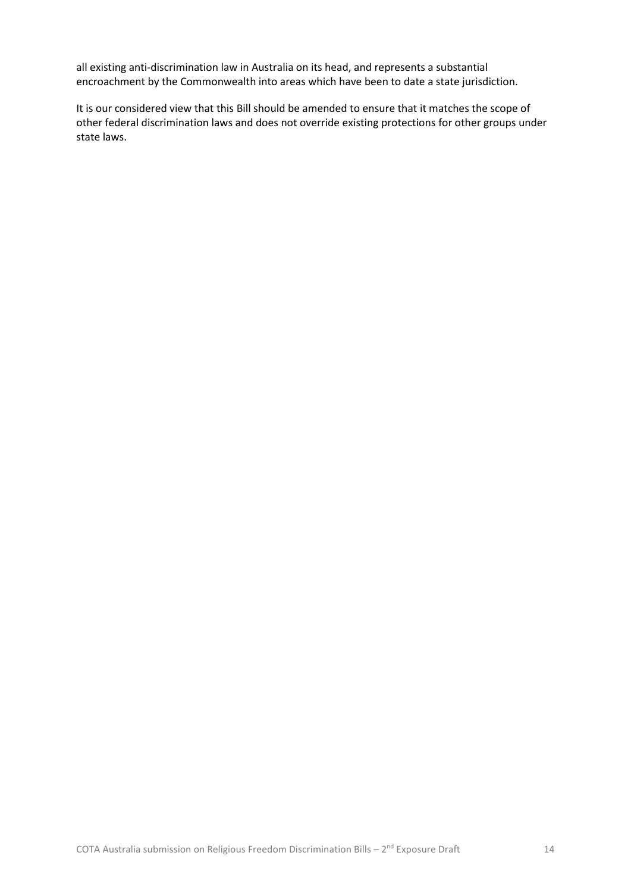all existing anti-discrimination law in Australia on its head, and represents a substantial encroachment by the Commonwealth into areas which have been to date a state jurisdiction.

It is our considered view that this Bill should be amended to ensure that it matches the scope of other federal discrimination laws and does not override existing protections for other groups under state laws.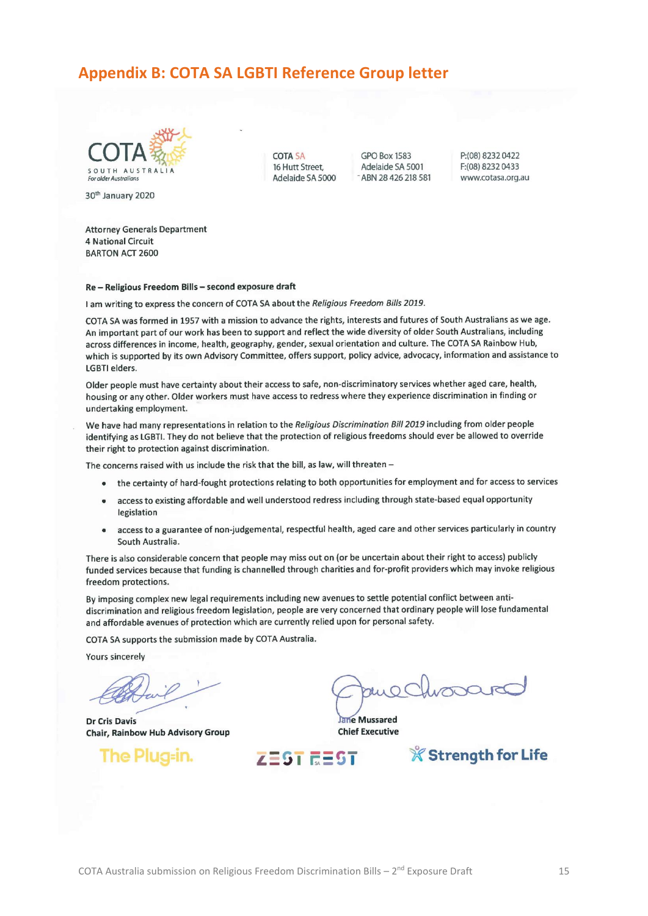## Appendix B: COTA SA LGBTI Reference Group letter

COTA
SOUTH AUSTRALIA
*For older Australians*

COTA SA
16 Hutt Street,
Adelaide SA 5000

GPO Box 1583
Adelaide SA 5001
ABN 28 426 218 581

P:(08) 8232 0422
F:(08) 8232 0433
www.cotasa.org.au

30th January 2020

Attorney Generals Department
4 National Circuit
BARTON ACT 2600

**Re – Religious Freedom Bills – second exposure draft**

I am writing to express the concern of COTA SA about the *Religious Freedom Bills 2019*.

COTA SA was formed in 1957 with a mission to advance the rights, interests and futures of South Australians as we age. An important part of our work has been to support and reflect the wide diversity of older South Australians, including across differences in income, health, geography, gender, sexual orientation and culture. The COTA SA Rainbow Hub, which is supported by its own Advisory Committee, offers support, policy advice, advocacy, information and assistance to LGBTI elders.

Older people must have certainty about their access to safe, non-discriminatory services whether aged care, health, housing or any other. Older workers must have access to redress where they experience discrimination in finding or undertaking employment.

We have had many representations in relation to the *Religious Discrimination Bill 2019* including from older people identifying as LGBTI. They do not believe that the protection of religious freedoms should ever be allowed to override their right to protection against discrimination.

The concerns raised with us include the risk that the bill, as law, will threaten –

- the certainty of hard-fought protections relating to both opportunities for employment and for access to services
- access to existing affordable and well understood redress including through state-based equal opportunity legislation
- access to a guarantee of non-judgemental, respectful health, aged care and other services particularly in country South Australia.

There is also considerable concern that people may miss out on (or be uncertain about their right to access) publicly funded services because that funding is channelled through charities and for-profit providers which may invoke religious freedom protections.

By imposing complex new legal requirements including new avenues to settle potential conflict between anti-discrimination and religious freedom legislation, people are very concerned that ordinary people will lose fundamental and affordable avenues of protection which are currently relied upon for personal safety.

COTA SA supports the submission made by COTA Australia.

Yours sincerely

**Dr Cris Davis**
**Chair, Rainbow Hub Advisory Group**

**Jane Mussared**
**Chief Executive**

The Plug-in. ZEST FEST Strength for Life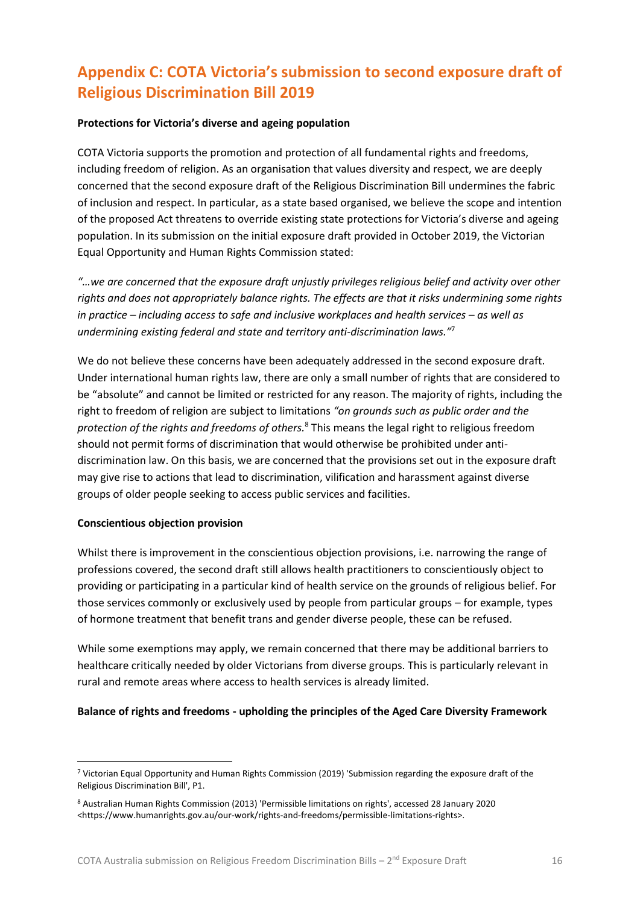## Appendix C: COTA Victoria's submission to second exposure draft of Religious Discrimination Bill 2019

**Protections for Victoria's diverse and ageing population**

COTA Victoria supports the promotion and protection of all fundamental rights and freedoms, including freedom of religion. As an organisation that values diversity and respect, we are deeply concerned that the second exposure draft of the Religious Discrimination Bill undermines the fabric of inclusion and respect. In particular, as a state based organised, we believe the scope and intention of the proposed Act threatens to override existing state protections for Victoria's diverse and ageing population. In its submission on the initial exposure draft provided in October 2019, the Victorian Equal Opportunity and Human Rights Commission stated:

*"…we are concerned that the exposure draft unjustly privileges religious belief and activity over other rights and does not appropriately balance rights. The effects are that it risks undermining some rights in practice – including access to safe and inclusive workplaces and health services – as well as undermining existing federal and state and territory anti-discrimination laws."*[7]

We do not believe these concerns have been adequately addressed in the second exposure draft. Under international human rights law, there are only a small number of rights that are considered to be "absolute" and cannot be limited or restricted for any reason. The majority of rights, including the right to freedom of religion are subject to limitations *"on grounds such as public order and the protection of the rights and freedoms of others.*[8] This means the legal right to religious freedom should not permit forms of discrimination that would otherwise be prohibited under anti-discrimination law. On this basis, we are concerned that the provisions set out in the exposure draft may give rise to actions that lead to discrimination, vilification and harassment against diverse groups of older people seeking to access public services and facilities.

**Conscientious objection provision**

Whilst there is improvement in the conscientious objection provisions, i.e. narrowing the range of professions covered, the second draft still allows health practitioners to conscientiously object to providing or participating in a particular kind of health service on the grounds of religious belief. For those services commonly or exclusively used by people from particular groups – for example, types of hormone treatment that benefit trans and gender diverse people, these can be refused.

While some exemptions may apply, we remain concerned that there may be additional barriers to healthcare critically needed by older Victorians from diverse groups. This is particularly relevant in rural and remote areas where access to health services is already limited.

**Balance of rights and freedoms - upholding the principles of the Aged Care Diversity Framework**

---

[7] Victorian Equal Opportunity and Human Rights Commission (2019) 'Submission regarding the exposure draft of the Religious Discrimination Bill', P1.

[8] Australian Human Rights Commission (2013) 'Permissible limitations on rights', accessed 28 January 2020 <https://www.humanrights.gov.au/our-work/rights-and-freedoms/permissible-limitations-rights>.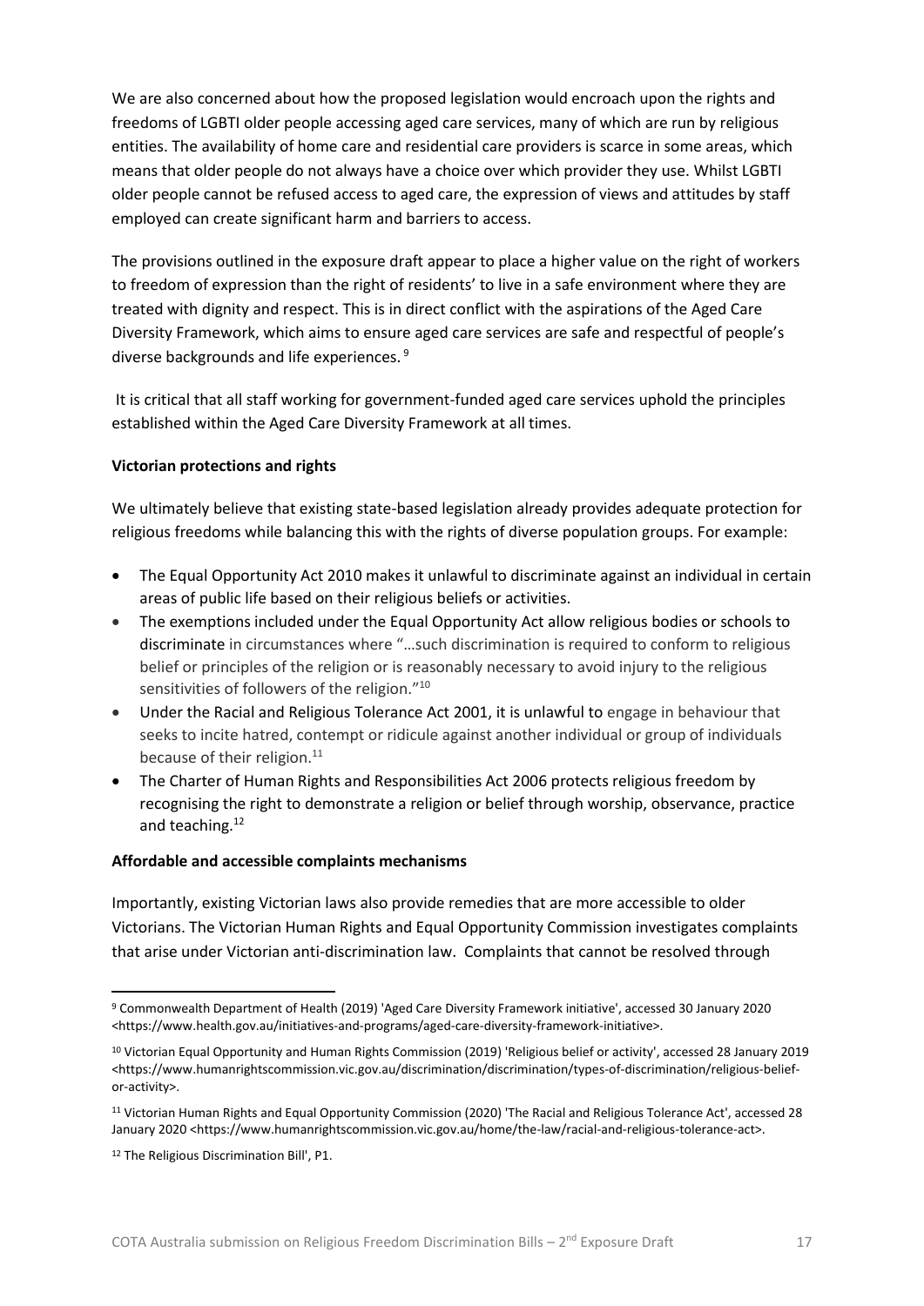We are also concerned about how the proposed legislation would encroach upon the rights and freedoms of LGBTI older people accessing aged care services, many of which are run by religious entities. The availability of home care and residential care providers is scarce in some areas, which means that older people do not always have a choice over which provider they use. Whilst LGBTI older people cannot be refused access to aged care, the expression of views and attitudes by staff employed can create significant harm and barriers to access.

The provisions outlined in the exposure draft appear to place a higher value on the right of workers to freedom of expression than the right of residents' to live in a safe environment where they are treated with dignity and respect. This is in direct conflict with the aspirations of the Aged Care Diversity Framework, which aims to ensure aged care services are safe and respectful of people's diverse backgrounds and life experiences. [9]

It is critical that all staff working for government-funded aged care services uphold the principles established within the Aged Care Diversity Framework at all times.

**Victorian protections and rights**

We ultimately believe that existing state-based legislation already provides adequate protection for religious freedoms while balancing this with the rights of diverse population groups. For example:

- The Equal Opportunity Act 2010 makes it unlawful to discriminate against an individual in certain areas of public life based on their religious beliefs or activities.
- The exemptions included under the Equal Opportunity Act allow religious bodies or schools to discriminate in circumstances where "…such discrimination is required to conform to religious belief or principles of the religion or is reasonably necessary to avoid injury to the religious sensitivities of followers of the religion."[10]
- Under the Racial and Religious Tolerance Act 2001, it is unlawful to engage in behaviour that seeks to incite hatred, contempt or ridicule against another individual or group of individuals because of their religion.[11]
- The Charter of Human Rights and Responsibilities Act 2006 protects religious freedom by recognising the right to demonstrate a religion or belief through worship, observance, practice and teaching.[12]

**Affordable and accessible complaints mechanisms**

Importantly, existing Victorian laws also provide remedies that are more accessible to older Victorians. The Victorian Human Rights and Equal Opportunity Commission investigates complaints that arise under Victorian anti-discrimination law. Complaints that cannot be resolved through

---

[9] Commonwealth Department of Health (2019) 'Aged Care Diversity Framework initiative', accessed 30 January 2020 <https://www.health.gov.au/initiatives-and-programs/aged-care-diversity-framework-initiative>.

[10] Victorian Equal Opportunity and Human Rights Commission (2019) 'Religious belief or activity', accessed 28 January 2019 <https://www.humanrightscommission.vic.gov.au/discrimination/discrimination/types-of-discrimination/religious-belief-or-activity>.

[11] Victorian Human Rights and Equal Opportunity Commission (2020) 'The Racial and Religious Tolerance Act', accessed 28 January 2020 <https://www.humanrightscommission.vic.gov.au/home/the-law/racial-and-religious-tolerance-act>.

[12] The Religious Discrimination Bill', P1.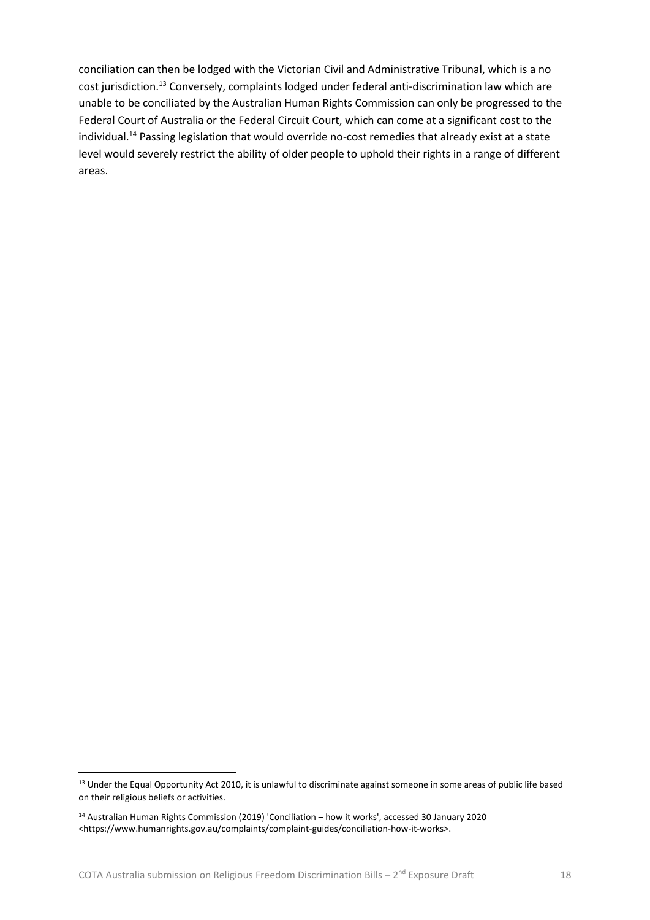conciliation can then be lodged with the Victorian Civil and Administrative Tribunal, which is a no cost jurisdiction.[13] Conversely, complaints lodged under federal anti-discrimination law which are unable to be conciliated by the Australian Human Rights Commission can only be progressed to the Federal Court of Australia or the Federal Circuit Court, which can come at a significant cost to the individual.[14] Passing legislation that would override no-cost remedies that already exist at a state level would severely restrict the ability of older people to uphold their rights in a range of different areas.

---

[13] Under the Equal Opportunity Act 2010, it is unlawful to discriminate against someone in some areas of public life based on their religious beliefs or activities.

[14] Australian Human Rights Commission (2019) 'Conciliation – how it works', accessed 30 January 2020 <https://www.humanrights.gov.au/complaints/complaint-guides/conciliation-how-it-works>.